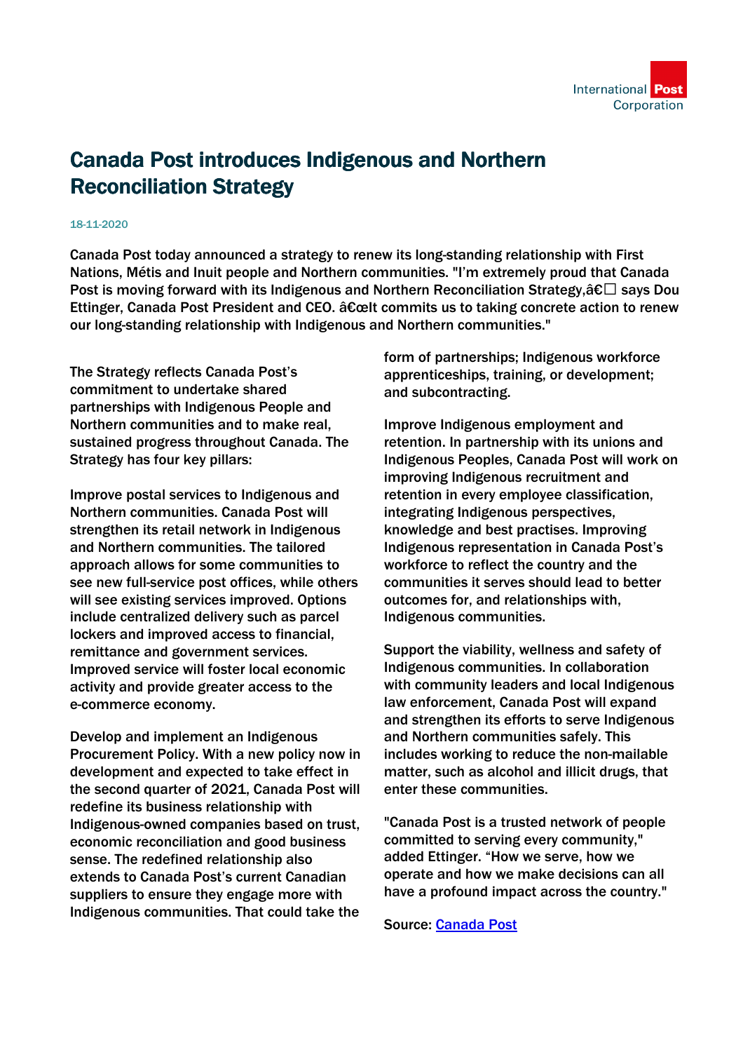# Canada Post introduces Indigenous and Northern Reconciliation Strategy

18-11-2020

Canada Post today announced a strategy to renew its long-standing relationship with First Nations, Métis and Inuit people and Northern communities. "I'm extremely proud that Canada Post is moving forward with its Indigenous and Northern Reconciliation Strategy,â€☐ says Dou Ettinger, Canada Post President and CEO. â€œIt commits us to taking concrete action to renew our long-standing relationship with Indigenous and Northern communities."

The Strategy reflects Canada Post's commitment to undertake shared partnerships with Indigenous People and Northern communities and to make real, sustained progress throughout Canada. The Strategy has four key pillars:

Improve postal services to Indigenous and Northern communities. Canada Post will strengthen its retail network in Indigenous and Northern communities. The tailored approach allows for some communities to see new full-service post offices, while others will see existing services improved. Options include centralized delivery such as parcel lockers and improved access to financial, remittance and government services. Improved service will foster local economic activity and provide greater access to the e-commerce economy.

Develop and implement an Indigenous Procurement Policy. With a new policy now in development and expected to take effect in the second quarter of 2021, Canada Post will redefine its business relationship with Indigenous-owned companies based on trust, economic reconciliation and good business sense. The redefined relationship also extends to Canada Post's current Canadian suppliers to ensure they engage more with Indigenous communities. That could take the form of partnerships; Indigenous workforce apprenticeships, training, or development; and subcontracting.

Improve Indigenous employment and retention. In partnership with its unions and Indigenous Peoples, Canada Post will work on improving Indigenous recruitment and retention in every employee classification, integrating Indigenous perspectives, knowledge and best practises. Improving Indigenous representation in Canada Post's workforce to reflect the country and the communities it serves should lead to better outcomes for, and relationships with, Indigenous communities.

Support the viability, wellness and safety of Indigenous communities. In collaboration with community leaders and local Indigenous law enforcement, Canada Post will expand and strengthen its efforts to serve Indigenous and Northern communities safely. This includes working to reduce the non-mailable matter, such as alcohol and illicit drugs, that enter these communities.

"Canada Post is a trusted network of people committed to serving every community," added Ettinger. "How we serve, how we operate and how we make decisions can all have a profound impact across the country."

Source: [Canada Post]